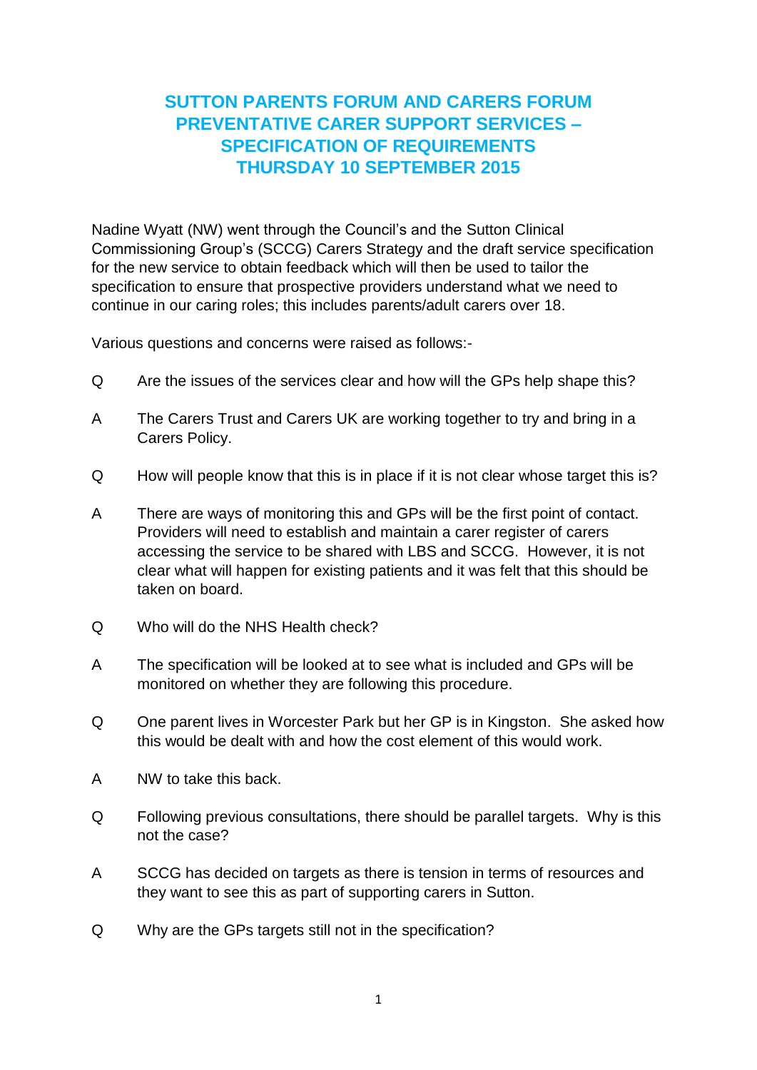# SUTTON PARENTS FORUM AND CARERS FORUM PREVENTATIVE CARER SUPPORT SERVICES – SPECIFICATION OF REQUIREMENTS THURSDAY 10 SEPTEMBER 2015

Nadine Wyatt (NW) went through the Council's and the Sutton Clinical Commissioning Group's (SCCG) Carers Strategy and the draft service specification for the new service to obtain feedback which will then be used to tailor the specification to ensure that prospective providers understand what we need to continue in our caring roles; this includes parents/adult carers over 18.

Various questions and concerns were raised as follows:-

Q Are the issues of the services clear and how will the GPs help shape this?

A The Carers Trust and Carers UK are working together to try and bring in a Carers Policy.

Q How will people know that this is in place if it is not clear whose target this is?

A There are ways of monitoring this and GPs will be the first point of contact. Providers will need to establish and maintain a carer register of carers accessing the service to be shared with LBS and SCCG. However, it is not clear what will happen for existing patients and it was felt that this should be taken on board.

Q Who will do the NHS Health check?

A The specification will be looked at to see what is included and GPs will be monitored on whether they are following this procedure.

Q One parent lives in Worcester Park but her GP is in Kingston. She asked how this would be dealt with and how the cost element of this would work.

A NW to take this back.

Q Following previous consultations, there should be parallel targets. Why is this not the case?

A SCCG has decided on targets as there is tension in terms of resources and they want to see this as part of supporting carers in Sutton.

Q Why are the GPs targets still not in the specification?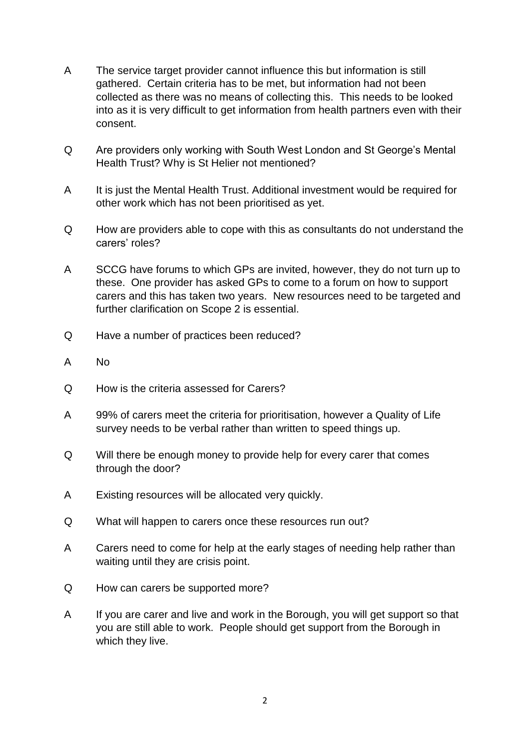A The service target provider cannot influence this but information is still gathered. Certain criteria has to be met, but information had not been collected as there was no means of collecting this. This needs to be looked into as it is very difficult to get information from health partners even with their consent.

Q Are providers only working with South West London and St George's Mental Health Trust? Why is St Helier not mentioned?

A It is just the Mental Health Trust. Additional investment would be required for other work which has not been prioritised as yet.

Q How are providers able to cope with this as consultants do not understand the carers' roles?

A SCCG have forums to which GPs are invited, however, they do not turn up to these. One provider has asked GPs to come to a forum on how to support carers and this has taken two years. New resources need to be targeted and further clarification on Scope 2 is essential.

Q Have a number of practices been reduced?

A No

Q How is the criteria assessed for Carers?

A 99% of carers meet the criteria for prioritisation, however a Quality of Life survey needs to be verbal rather than written to speed things up.

Q Will there be enough money to provide help for every carer that comes through the door?

A Existing resources will be allocated very quickly.

Q What will happen to carers once these resources run out?

A Carers need to come for help at the early stages of needing help rather than waiting until they are crisis point.

Q How can carers be supported more?

A If you are carer and live and work in the Borough, you will get support so that you are still able to work. People should get support from the Borough in which they live.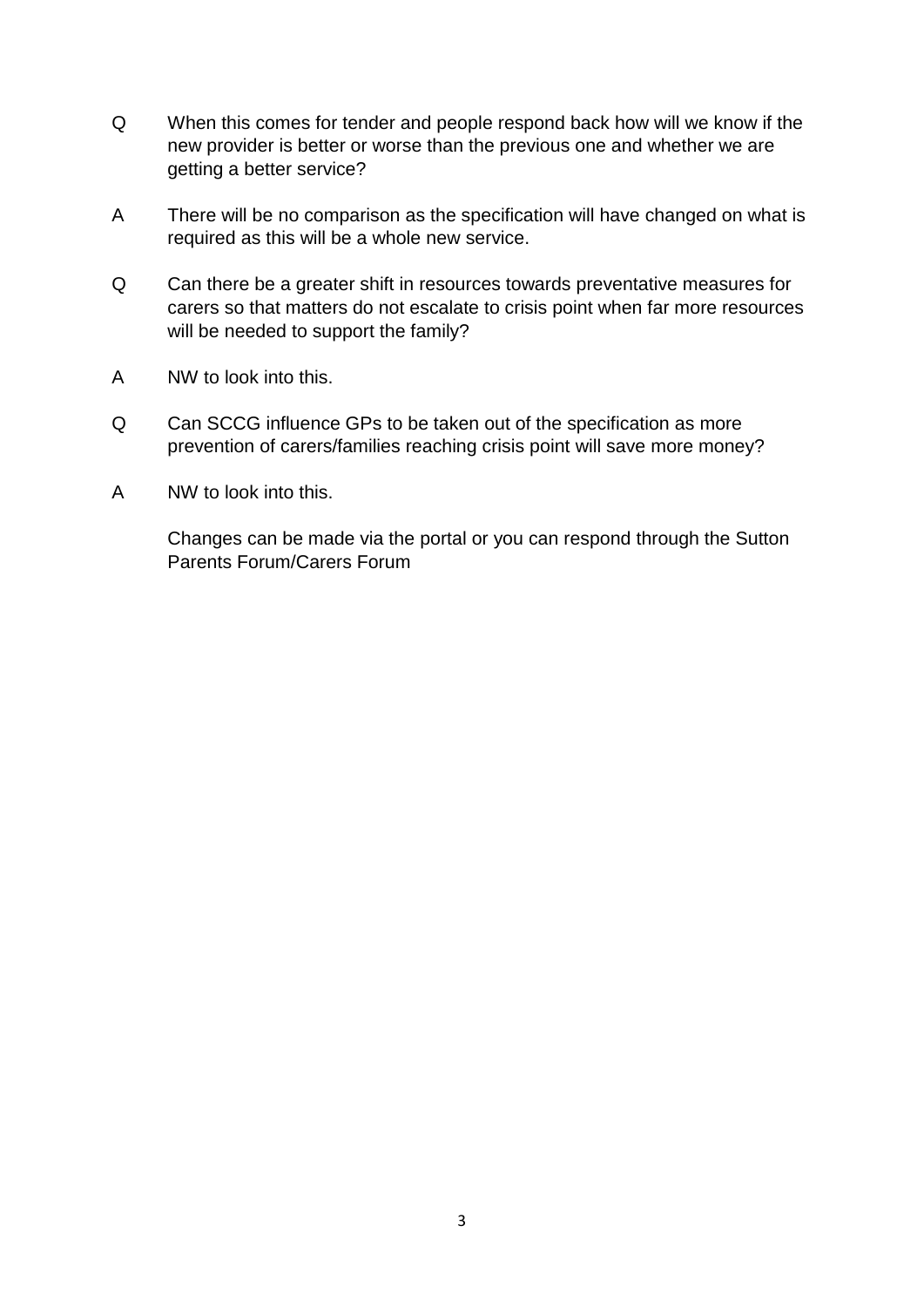Q When this comes for tender and people respond back how will we know if the new provider is better or worse than the previous one and whether we are getting a better service?

A There will be no comparison as the specification will have changed on what is required as this will be a whole new service.

Q Can there be a greater shift in resources towards preventative measures for carers so that matters do not escalate to crisis point when far more resources will be needed to support the family?

A NW to look into this.

Q Can SCCG influence GPs to be taken out of the specification as more prevention of carers/families reaching crisis point will save more money?

A NW to look into this.

Changes can be made via the portal or you can respond through the Sutton Parents Forum/Carers Forum